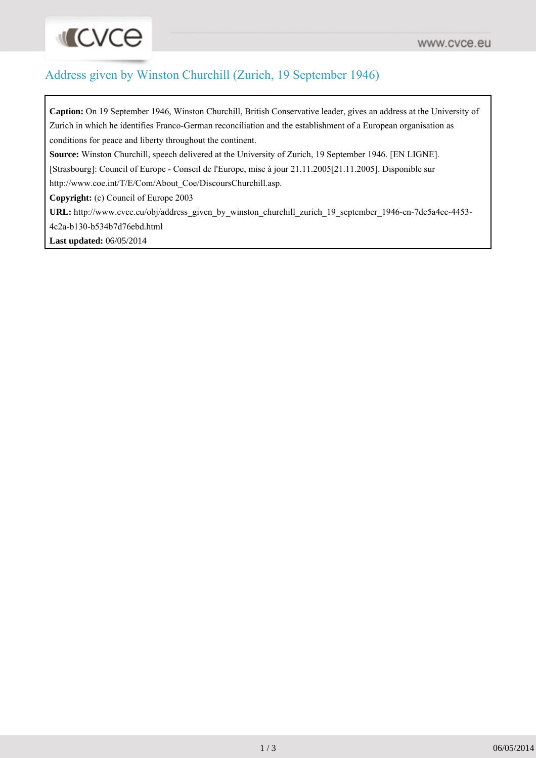# Address given by Winston Churchill (Zurich, 19 September 1946)

**Caption:** On 19 September 1946, Winston Churchill, British Conservative leader, gives an address at the University of Zurich in which he identifies Franco-German reconciliation and the establishment of a European organisation as conditions for peace and liberty throughout the continent.

**Source:** Winston Churchill, speech delivered at the University of Zurich, 19 September 1946. [EN LIGNE]. [Strasbourg]: Council of Europe - Conseil de l'Europe, mise à jour 21.11.2005[21.11.2005]. Disponible sur http://www.coe.int/T/E/Com/About_Coe/DiscoursChurchill.asp.

**Copyright:** (c) Council of Europe 2003

**URL:** http://www.cvce.eu/obj/address_given_by_winston_churchill_zurich_19_september_1946-en-7dc5a4cc-4453-4c2a-b130-b534b7d76ebd.html

**Last updated:** 06/05/2014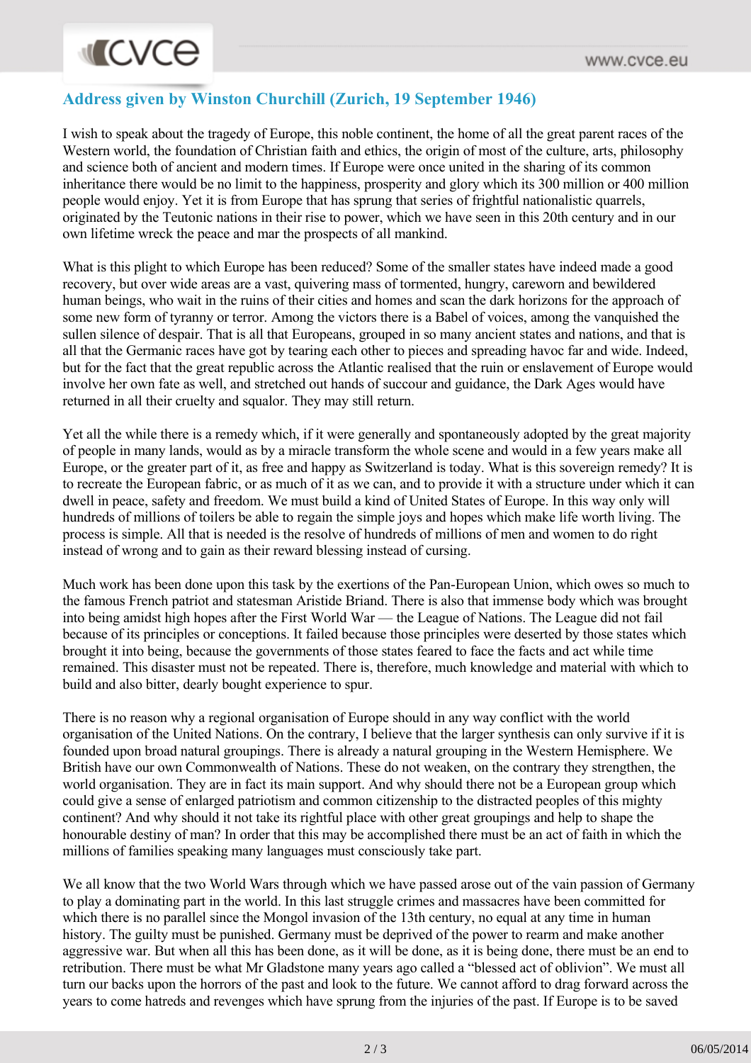## Address given by Winston Churchill (Zurich, 19 September 1946)

I wish to speak about the tragedy of Europe, this noble continent, the home of all the great parent races of the Western world, the foundation of Christian faith and ethics, the origin of most of the culture, arts, philosophy and science both of ancient and modern times. If Europe were once united in the sharing of its common inheritance there would be no limit to the happiness, prosperity and glory which its 300 million or 400 million people would enjoy. Yet it is from Europe that has sprung that series of frightful nationalistic quarrels, originated by the Teutonic nations in their rise to power, which we have seen in this 20th century and in our own lifetime wreck the peace and mar the prospects of all mankind.

What is this plight to which Europe has been reduced? Some of the smaller states have indeed made a good recovery, but over wide areas are a vast, quivering mass of tormented, hungry, careworn and bewildered human beings, who wait in the ruins of their cities and homes and scan the dark horizons for the approach of some new form of tyranny or terror. Among the victors there is a Babel of voices, among the vanquished the sullen silence of despair. That is all that Europeans, grouped in so many ancient states and nations, and that is all that the Germanic races have got by tearing each other to pieces and spreading havoc far and wide. Indeed, but for the fact that the great republic across the Atlantic realised that the ruin or enslavement of Europe would involve her own fate as well, and stretched out hands of succour and guidance, the Dark Ages would have returned in all their cruelty and squalor. They may still return.

Yet all the while there is a remedy which, if it were generally and spontaneously adopted by the great majority of people in many lands, would as by a miracle transform the whole scene and would in a few years make all Europe, or the greater part of it, as free and happy as Switzerland is today. What is this sovereign remedy? It is to recreate the European fabric, or as much of it as we can, and to provide it with a structure under which it can dwell in peace, safety and freedom. We must build a kind of United States of Europe. In this way only will hundreds of millions of toilers be able to regain the simple joys and hopes which make life worth living. The process is simple. All that is needed is the resolve of hundreds of millions of men and women to do right instead of wrong and to gain as their reward blessing instead of cursing.

Much work has been done upon this task by the exertions of the Pan-European Union, which owes so much to the famous French patriot and statesman Aristide Briand. There is also that immense body which was brought into being amidst high hopes after the First World War — the League of Nations. The League did not fail because of its principles or conceptions. It failed because those principles were deserted by those states which brought it into being, because the governments of those states feared to face the facts and act while time remained. This disaster must not be repeated. There is, therefore, much knowledge and material with which to build and also bitter, dearly bought experience to spur.

There is no reason why a regional organisation of Europe should in any way conflict with the world organisation of the United Nations. On the contrary, I believe that the larger synthesis can only survive if it is founded upon broad natural groupings. There is already a natural grouping in the Western Hemisphere. We British have our own Commonwealth of Nations. These do not weaken, on the contrary they strengthen, the world organisation. They are in fact its main support. And why should there not be a European group which could give a sense of enlarged patriotism and common citizenship to the distracted peoples of this mighty continent? And why should it not take its rightful place with other great groupings and help to shape the honourable destiny of man? In order that this may be accomplished there must be an act of faith in which the millions of families speaking many languages must consciously take part.

We all know that the two World Wars through which we have passed arose out of the vain passion of Germany to play a dominating part in the world. In this last struggle crimes and massacres have been committed for which there is no parallel since the Mongol invasion of the 13th century, no equal at any time in human history. The guilty must be punished. Germany must be deprived of the power to rearm and make another aggressive war. But when all this has been done, as it will be done, as it is being done, there must be an end to retribution. There must be what Mr Gladstone many years ago called a "blessed act of oblivion". We must all turn our backs upon the horrors of the past and look to the future. We cannot afford to drag forward across the years to come hatreds and revenges which have sprung from the injuries of the past. If Europe is to be saved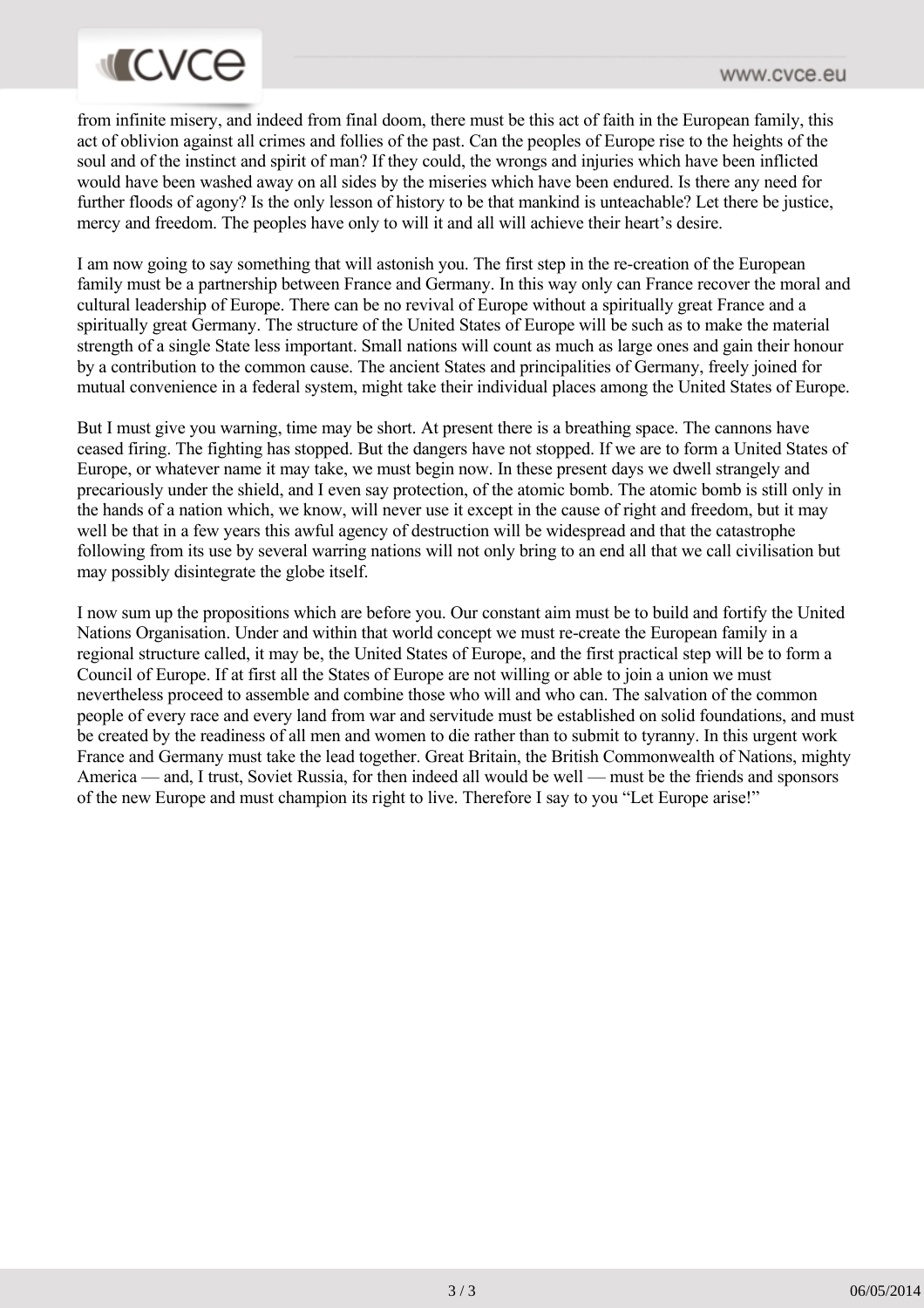from infinite misery, and indeed from final doom, there must be this act of faith in the European family, this act of oblivion against all crimes and follies of the past. Can the peoples of Europe rise to the heights of the soul and of the instinct and spirit of man? If they could, the wrongs and injuries which have been inflicted would have been washed away on all sides by the miseries which have been endured. Is there any need for further floods of agony? Is the only lesson of history to be that mankind is unteachable? Let there be justice, mercy and freedom. The peoples have only to will it and all will achieve their heart's desire.

I am now going to say something that will astonish you. The first step in the re-creation of the European family must be a partnership between France and Germany. In this way only can France recover the moral and cultural leadership of Europe. There can be no revival of Europe without a spiritually great France and a spiritually great Germany. The structure of the United States of Europe will be such as to make the material strength of a single State less important. Small nations will count as much as large ones and gain their honour by a contribution to the common cause. The ancient States and principalities of Germany, freely joined for mutual convenience in a federal system, might take their individual places among the United States of Europe.

But I must give you warning, time may be short. At present there is a breathing space. The cannons have ceased firing. The fighting has stopped. But the dangers have not stopped. If we are to form a United States of Europe, or whatever name it may take, we must begin now. In these present days we dwell strangely and precariously under the shield, and I even say protection, of the atomic bomb. The atomic bomb is still only in the hands of a nation which, we know, will never use it except in the cause of right and freedom, but it may well be that in a few years this awful agency of destruction will be widespread and that the catastrophe following from its use by several warring nations will not only bring to an end all that we call civilisation but may possibly disintegrate the globe itself.

I now sum up the propositions which are before you. Our constant aim must be to build and fortify the United Nations Organisation. Under and within that world concept we must re-create the European family in a regional structure called, it may be, the United States of Europe, and the first practical step will be to form a Council of Europe. If at first all the States of Europe are not willing or able to join a union we must nevertheless proceed to assemble and combine those who will and who can. The salvation of the common people of every race and every land from war and servitude must be established on solid foundations, and must be created by the readiness of all men and women to die rather than to submit to tyranny. In this urgent work France and Germany must take the lead together. Great Britain, the British Commonwealth of Nations, mighty America — and, I trust, Soviet Russia, for then indeed all would be well — must be the friends and sponsors of the new Europe and must champion its right to live. Therefore I say to you "Let Europe arise!"